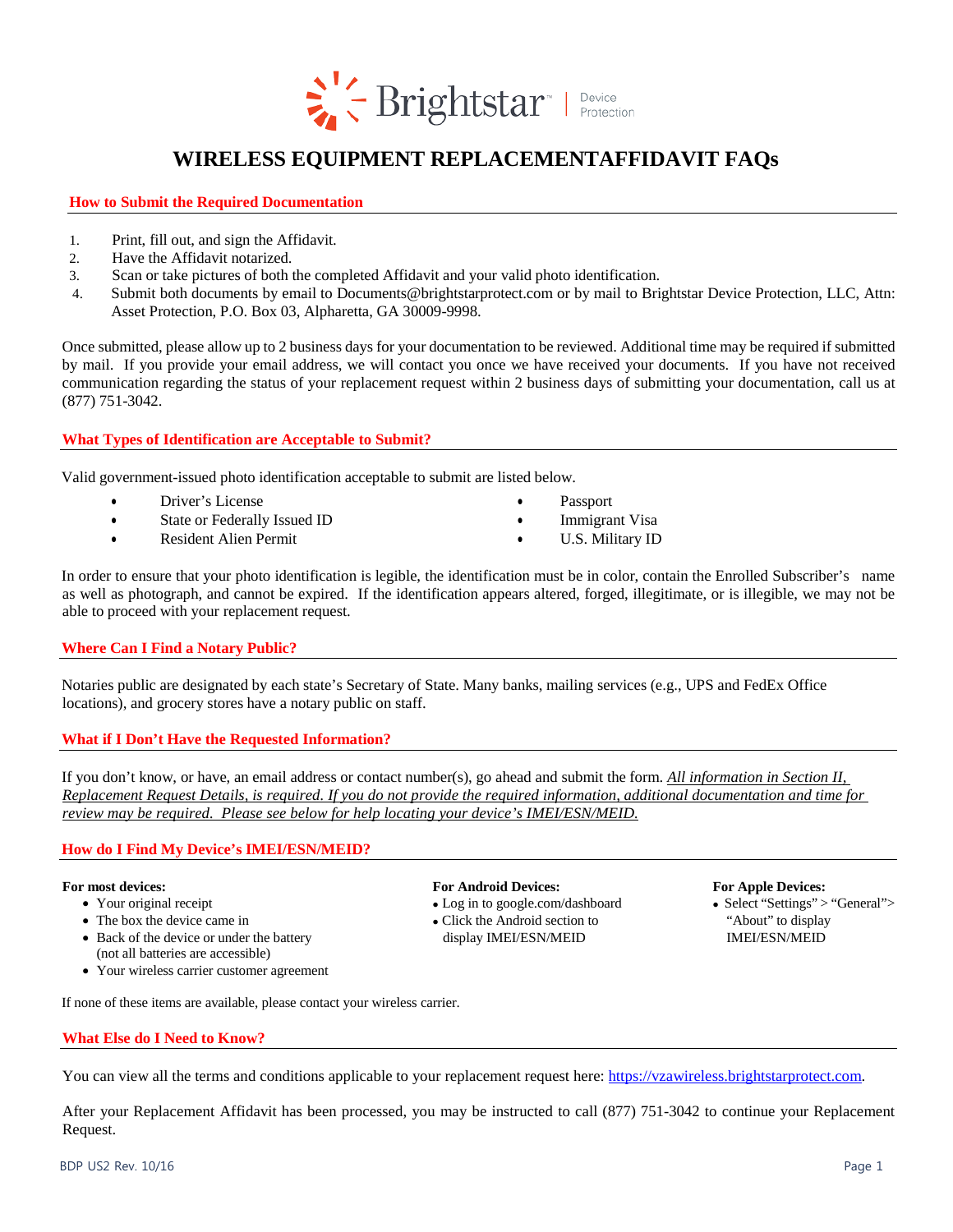Brightstar | Device Protection

# WIRELESS EQUIPMENT REPLACEMENTAFFIDAVIT FAQs

## How to Submit the Required Documentation

1. Print, fill out, and sign the Affidavit.
2. Have the Affidavit notarized.
3. Scan or take pictures of both the completed Affidavit and your valid photo identification.
4. Submit both documents by email to Documents@brightstarprotect.com or by mail to Brightstar Device Protection, LLC, Attn: Asset Protection, P.O. Box 03, Alpharetta, GA 30009-9998.

Once submitted, please allow up to 2 business days for your documentation to be reviewed. Additional time may be required if submitted by mail. If you provide your email address, we will contact you once we have received your documents. If you have not received communication regarding the status of your replacement request within 2 business days of submitting your documentation, call us at (877) 751-3042.

## What Types of Identification are Acceptable to Submit?

Valid government-issued photo identification acceptable to submit are listed below.

- Driver's License
- State or Federally Issued ID
- Resident Alien Permit
- Passport
- Immigrant Visa
- U.S. Military ID

In order to ensure that your photo identification is legible, the identification must be in color, contain the Enrolled Subscriber's name as well as photograph, and cannot be expired. If the identification appears altered, forged, illegitimate, or is illegible, we may not be able to proceed with your replacement request.

## Where Can I Find a Notary Public?

Notaries public are designated by each state's Secretary of State. Many banks, mailing services (e.g., UPS and FedEx Office locations), and grocery stores have a notary public on staff.

## What if I Don't Have the Requested Information?

If you don't know, or have, an email address or contact number(s), go ahead and submit the form. *All information in Section II, Replacement Request Details, is required. If you do not provide the required information, additional documentation and time for review may be required. Please see below for help locating your device's IMEI/ESN/MEID.*

## How do I Find My Device's IMEI/ESN/MEID?

**For most devices:**

- Your original receipt
- The box the device came in
- Back of the device or under the battery (not all batteries are accessible)
- Your wireless carrier customer agreement

**For Android Devices:**

- Log in to google.com/dashboard
- Click the Android section to display IMEI/ESN/MEID

**For Apple Devices:**

- Select "Settings" > "General"> "About" to display IMEI/ESN/MEID

If none of these items are available, please contact your wireless carrier.

## What Else do I Need to Know?

You can view all the terms and conditions applicable to your replacement request here: [https://vzawireless.brightstarprotect.com](https://vzawireless.brightstarprotect.com).

After your Replacement Affidavit has been processed, you may be instructed to call (877) 751-3042 to continue your Replacement Request.

BDP US2 Rev. 10/16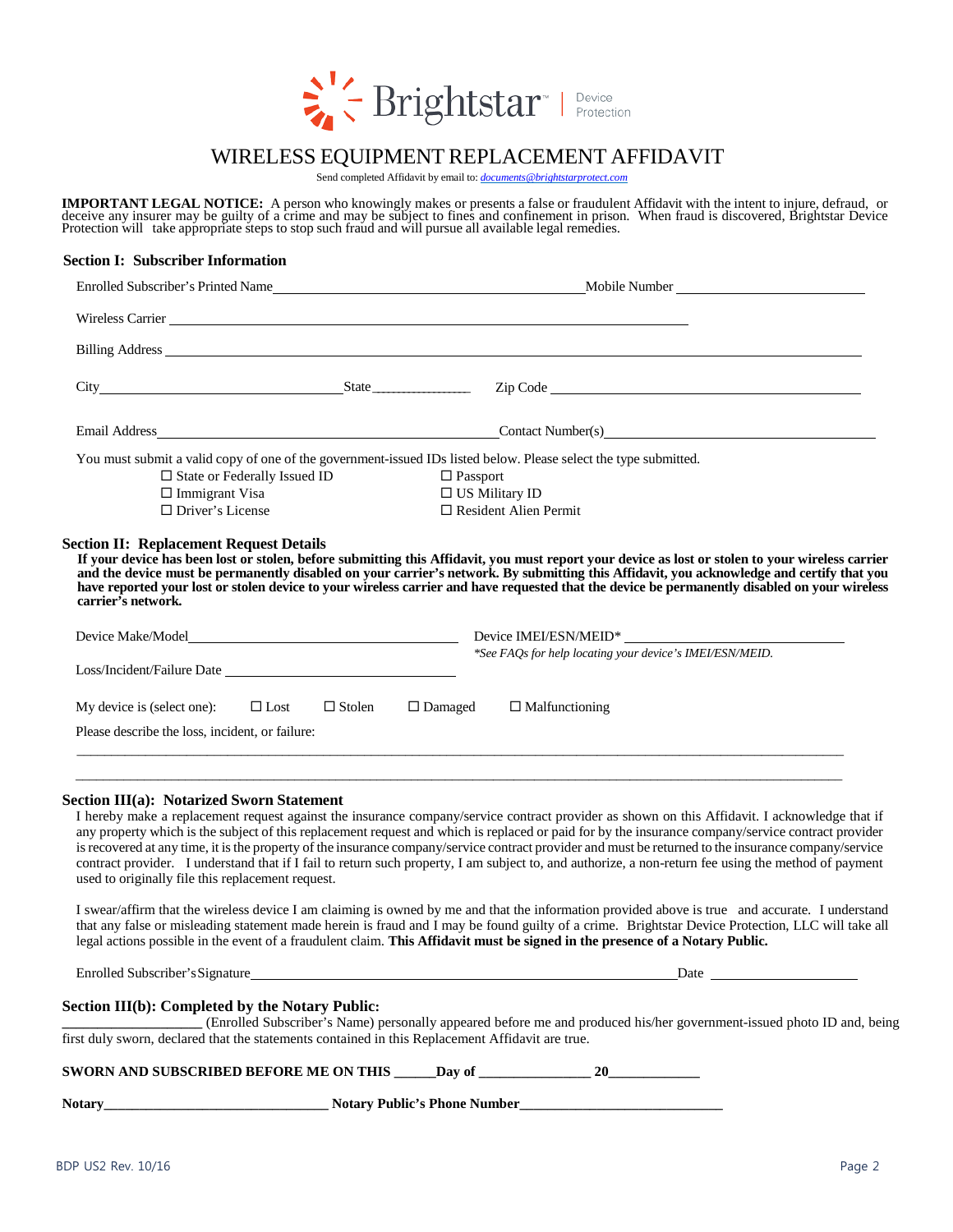Brightstar | Device Protection

# WIRELESS EQUIPMENT REPLACEMENT AFFIDAVIT

Send completed Affidavit by email to: *documents@brightstarprotect.com*

**IMPORTANT LEGAL NOTICE:** A person who knowingly makes or presents a false or fraudulent Affidavit with the intent to injure, defraud, or deceive any insurer may be guilty of a crime and may be subject to fines and confinement in prison. When fraud is discovered, Brightstar Device Protection will take appropriate steps to stop such fraud and will pursue all available legal remedies.

## Section I: Subscriber Information

Enrolled Subscriber's Printed Name____________________ Mobile Number ____________________

Wireless Carrier ____________________

Billing Address ____________________

City____________________ State____________ Zip Code ____________________

Email Address____________________ Contact Number(s)____________________

You must submit a valid copy of one of the government-issued IDs listed below. Please select the type submitted.

☐ State or Federally Issued ID ☐ Passport
☐ Immigrant Visa ☐ US Military ID
☐ Driver's License ☐ Resident Alien Permit

## Section II: Replacement Request Details

**If your device has been lost or stolen, before submitting this Affidavit, you must report your device as lost or stolen to your wireless carrier and the device must be permanently disabled on your carrier's network. By submitting this Affidavit, you acknowledge and certify that you have reported your lost or stolen device to your wireless carrier and have requested that the device be permanently disabled on your wireless carrier's network.**

Device Make/Model____________________ Device IMEI/ESN/MEID* ____________________

*\*See FAQs for help locating your device's IMEI/ESN/MEID.*

Loss/Incident/Failure Date ____________________

My device is (select one): ☐ Lost ☐ Stolen ☐ Damaged ☐ Malfunctioning

Please describe the loss, incident, or failure:

____________________________________________________________

____________________________________________________________

## Section III(a): Notarized Sworn Statement

I hereby make a replacement request against the insurance company/service contract provider as shown on this Affidavit. I acknowledge that if any property which is the subject of this replacement request and which is replaced or paid for by the insurance company/service contract provider is recovered at any time, it is the property of the insurance company/service contract provider and must be returned to the insurance company/service contract provider. I understand that if I fail to return such property, I am subject to, and authorize, a non-return fee using the method of payment used to originally file this replacement request.

I swear/affirm that the wireless device I am claiming is owned by me and that the information provided above is true and accurate. I understand that any false or misleading statement made herein is fraud and I may be found guilty of a crime. Brightstar Device Protection, LLC will take all legal actions possible in the event of a fraudulent claim. **This Affidavit must be signed in the presence of a Notary Public.**

Enrolled Subscriber's Signature____________________ Date ____________________

## Section III(b): Completed by the Notary Public:

____________________ (Enrolled Subscriber's Name) personally appeared before me and produced his/her government-issued photo ID and, being first duly sworn, declared that the statements contained in this Replacement Affidavit are true.

**SWORN AND SUBSCRIBED BEFORE ME ON THIS ______Day of ________________ 20_____________**

**Notary________________________________ Notary Public's Phone Number_____________________________**

BDP US2 Rev. 10/16